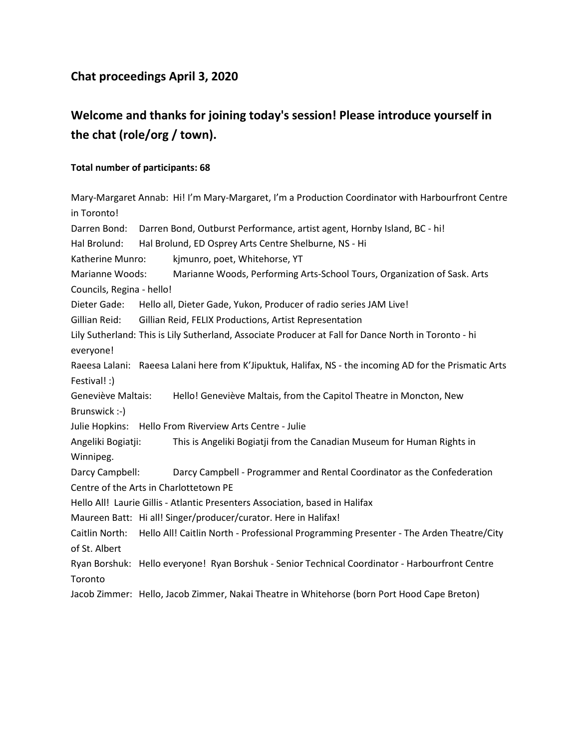## Chat proceedings April 3, 2020

## Welcome and thanks for joining today's session! Please introduce yourself in the chat (role/org / town).

**Total number of participants: 68**

Mary-Margaret Annab: Hi! I'm Mary-Margaret, I'm a Production Coordinator with Harbourfront Centre in Toronto!

Darren Bond: Darren Bond, Outburst Performance, artist agent, Hornby Island, BC - hi!

Hal Brolund: Hal Brolund, ED Osprey Arts Centre Shelburne, NS - Hi

Katherine Munro: kjmunro, poet, Whitehorse, YT

Marianne Woods: Marianne Woods, Performing Arts-School Tours, Organization of Sask. Arts Councils, Regina - hello!

Dieter Gade: Hello all, Dieter Gade, Yukon, Producer of radio series JAM Live!

Gillian Reid: Gillian Reid, FELIX Productions, Artist Representation

Lily Sutherland: This is Lily Sutherland, Associate Producer at Fall for Dance North in Toronto - hi everyone!

Raeesa Lalani: Raeesa Lalani here from K'Jipuktuk, Halifax, NS - the incoming AD for the Prismatic Arts Festival! :)

Geneviève Maltais: Hello! Geneviève Maltais, from the Capitol Theatre in Moncton, New Brunswick :-)

Julie Hopkins: Hello From Riverview Arts Centre - Julie

Angeliki Bogiatji: This is Angeliki Bogiatji from the Canadian Museum for Human Rights in Winnipeg.

Darcy Campbell: Darcy Campbell - Programmer and Rental Coordinator as the Confederation Centre of the Arts in Charlottetown PE

Hello All! Laurie Gillis - Atlantic Presenters Association, based in Halifax

Maureen Batt: Hi all! Singer/producer/curator. Here in Halifax!

Caitlin North: Hello All! Caitlin North - Professional Programming Presenter - The Arden Theatre/City of St. Albert

Ryan Borshuk: Hello everyone! Ryan Borshuk - Senior Technical Coordinator - Harbourfront Centre Toronto

Jacob Zimmer: Hello, Jacob Zimmer, Nakai Theatre in Whitehorse (born Port Hood Cape Breton)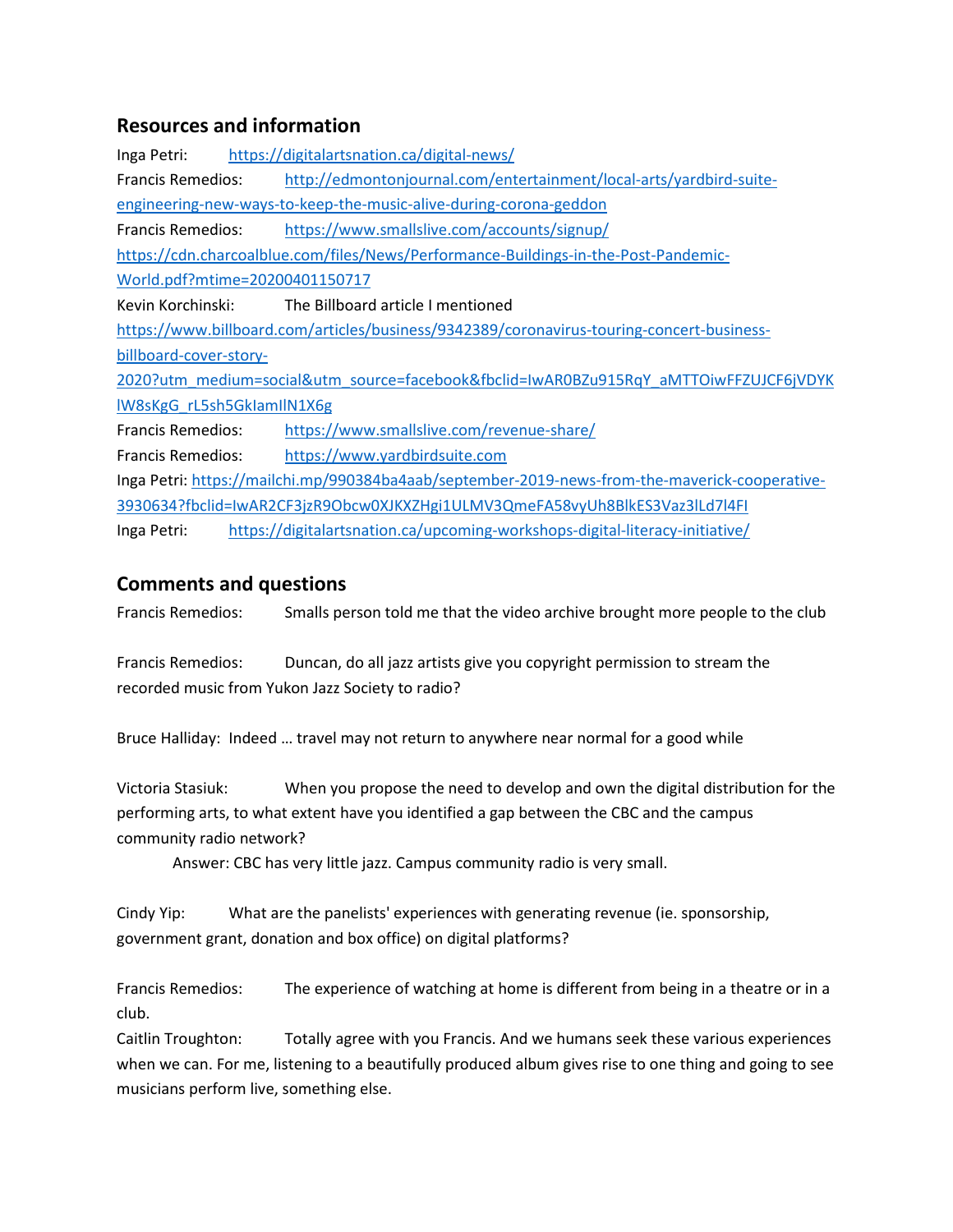## Resources and information

Inga Petri: https://digitalartsnation.ca/digital-news/

Francis Remedios: http://edmontonjournal.com/entertainment/local-arts/yardbird-suite-engineering-new-ways-to-keep-the-music-alive-during-corona-geddon

Francis Remedios: https://www.smallslive.com/accounts/signup/

https://cdn.charcoalblue.com/files/News/Performance-Buildings-in-the-Post-Pandemic-World.pdf?mtime=20200401150717

Kevin Korchinski: The Billboard article I mentioned https://www.billboard.com/articles/business/9342389/coronavirus-touring-concert-business-billboard-cover-story-2020?utm_medium=social&utm_source=facebook&fbclid=IwAR0BZu915RqY_aMTTOiwFFZUJCF6jVDYKlW8sKgG_rL5sh5GkIamIlN1X6g

Francis Remedios: https://www.smallslive.com/revenue-share/

Francis Remedios: https://www.yardbirdsuite.com

Inga Petri: https://mailchi.mp/990384ba4aab/september-2019-news-from-the-maverick-cooperative-3930634?fbclid=IwAR2CF3jzR9Obcw0XJKXZHgi1ULMV3QmeFA58vyUh8BlkES3Vaz3lLd7l4FI

Inga Petri: https://digitalartsnation.ca/upcoming-workshops-digital-literacy-initiative/

## Comments and questions

Francis Remedios: Smalls person told me that the video archive brought more people to the club

Francis Remedios: Duncan, do all jazz artists give you copyright permission to stream the recorded music from Yukon Jazz Society to radio?

Bruce Halliday: Indeed … travel may not return to anywhere near normal for a good while

Victoria Stasiuk: When you propose the need to develop and own the digital distribution for the performing arts, to what extent have you identified a gap between the CBC and the campus community radio network?

Answer: CBC has very little jazz. Campus community radio is very small.

Cindy Yip: What are the panelists' experiences with generating revenue (ie. sponsorship, government grant, donation and box office) on digital platforms?

Francis Remedios: The experience of watching at home is different from being in a theatre or in a club.

Caitlin Troughton: Totally agree with you Francis. And we humans seek these various experiences when we can. For me, listening to a beautifully produced album gives rise to one thing and going to see musicians perform live, something else.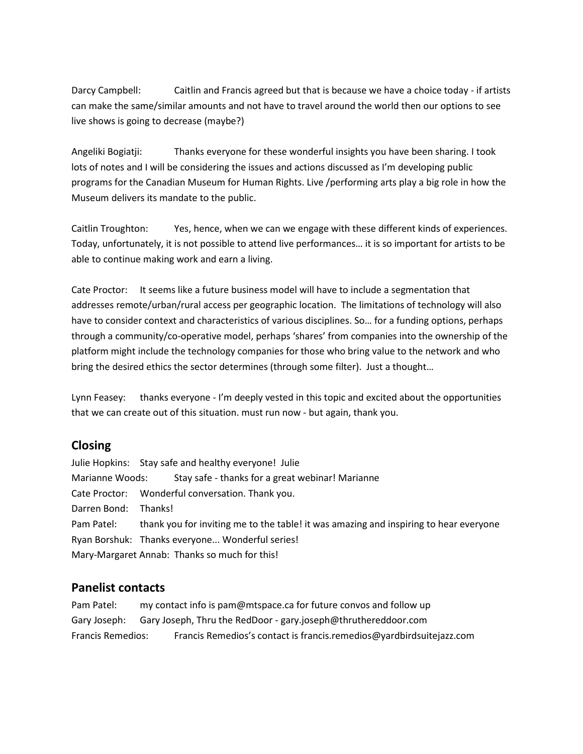Darcy Campbell: Caitlin and Francis agreed but that is because we have a choice today - if artists can make the same/similar amounts and not have to travel around the world then our options to see live shows is going to decrease (maybe?)

Angeliki Bogiatji: Thanks everyone for these wonderful insights you have been sharing. I took lots of notes and I will be considering the issues and actions discussed as I'm developing public programs for the Canadian Museum for Human Rights. Live /performing arts play a big role in how the Museum delivers its mandate to the public.

Caitlin Troughton: Yes, hence, when we can we engage with these different kinds of experiences. Today, unfortunately, it is not possible to attend live performances… it is so important for artists to be able to continue making work and earn a living.

Cate Proctor: It seems like a future business model will have to include a segmentation that addresses remote/urban/rural access per geographic location. The limitations of technology will also have to consider context and characteristics of various disciplines. So… for a funding options, perhaps through a community/co-operative model, perhaps 'shares' from companies into the ownership of the platform might include the technology companies for those who bring value to the network and who bring the desired ethics the sector determines (through some filter). Just a thought…

Lynn Feasey: thanks everyone - I'm deeply vested in this topic and excited about the opportunities that we can create out of this situation. must run now - but again, thank you.

## Closing

Julie Hopkins: Stay safe and healthy everyone! Julie
Marianne Woods: Stay safe - thanks for a great webinar! Marianne
Cate Proctor: Wonderful conversation. Thank you.
Darren Bond: Thanks!
Pam Patel: thank you for inviting me to the table! it was amazing and inspiring to hear everyone
Ryan Borshuk: Thanks everyone... Wonderful series!
Mary-Margaret Annab: Thanks so much for this!

## Panelist contacts

Pam Patel: my contact info is pam@mtspace.ca for future convos and follow up
Gary Joseph: Gary Joseph, Thru the RedDoor - gary.joseph@thruthereddoor.com
Francis Remedios: Francis Remedios's contact is francis.remedios@yardbirdsuitejazz.com